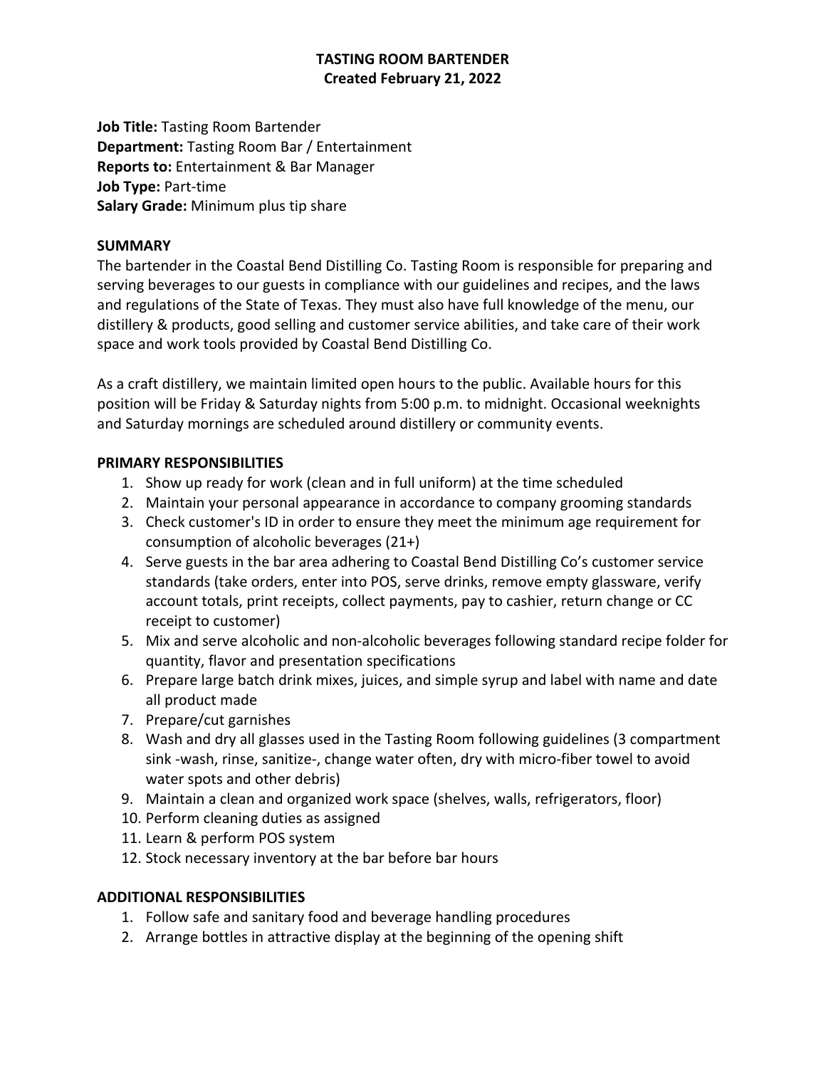# TASTING ROOM BARTENDER
**Created February 21, 2022**

**Job Title:** Tasting Room Bartender
**Department:** Tasting Room Bar / Entertainment
**Reports to:** Entertainment & Bar Manager
**Job Type:** Part-time
**Salary Grade:** Minimum plus tip share

## SUMMARY

The bartender in the Coastal Bend Distilling Co. Tasting Room is responsible for preparing and serving beverages to our guests in compliance with our guidelines and recipes, and the laws and regulations of the State of Texas. They must also have full knowledge of the menu, our distillery & products, good selling and customer service abilities, and take care of their work space and work tools provided by Coastal Bend Distilling Co.

As a craft distillery, we maintain limited open hours to the public. Available hours for this position will be Friday & Saturday nights from 5:00 p.m. to midnight. Occasional weeknights and Saturday mornings are scheduled around distillery or community events.

## PRIMARY RESPONSIBILITIES

1. Show up ready for work (clean and in full uniform) at the time scheduled
2. Maintain your personal appearance in accordance to company grooming standards
3. Check customer's ID in order to ensure they meet the minimum age requirement for consumption of alcoholic beverages (21+)
4. Serve guests in the bar area adhering to Coastal Bend Distilling Co's customer service standards (take orders, enter into POS, serve drinks, remove empty glassware, verify account totals, print receipts, collect payments, pay to cashier, return change or CC receipt to customer)
5. Mix and serve alcoholic and non-alcoholic beverages following standard recipe folder for quantity, flavor and presentation specifications
6. Prepare large batch drink mixes, juices, and simple syrup and label with name and date all product made
7. Prepare/cut garnishes
8. Wash and dry all glasses used in the Tasting Room following guidelines (3 compartment sink -wash, rinse, sanitize-, change water often, dry with micro-fiber towel to avoid water spots and other debris)
9. Maintain a clean and organized work space (shelves, walls, refrigerators, floor)
10. Perform cleaning duties as assigned
11. Learn & perform POS system
12. Stock necessary inventory at the bar before bar hours

## ADDITIONAL RESPONSIBILITIES

1. Follow safe and sanitary food and beverage handling procedures
2. Arrange bottles in attractive display at the beginning of the opening shift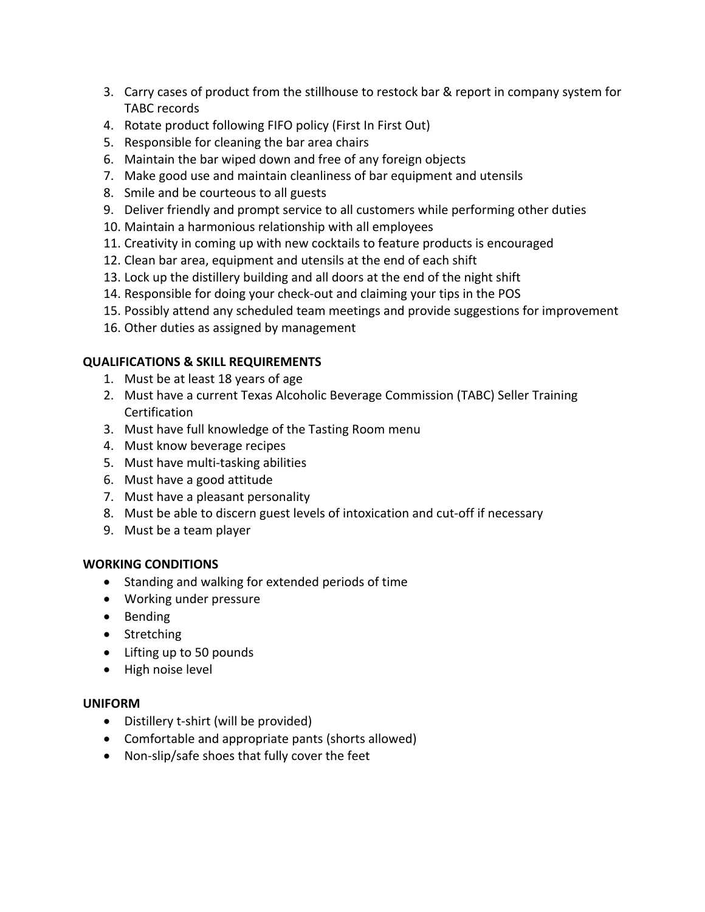3. Carry cases of product from the stillhouse to restock bar & report in company system for TABC records
4. Rotate product following FIFO policy (First In First Out)
5. Responsible for cleaning the bar area chairs
6. Maintain the bar wiped down and free of any foreign objects
7. Make good use and maintain cleanliness of bar equipment and utensils
8. Smile and be courteous to all guests
9. Deliver friendly and prompt service to all customers while performing other duties
10. Maintain a harmonious relationship with all employees
11. Creativity in coming up with new cocktails to feature products is encouraged
12. Clean bar area, equipment and utensils at the end of each shift
13. Lock up the distillery building and all doors at the end of the night shift
14. Responsible for doing your check-out and claiming your tips in the POS
15. Possibly attend any scheduled team meetings and provide suggestions for improvement
16. Other duties as assigned by management

**QUALIFICATIONS & SKILL REQUIREMENTS**

1. Must be at least 18 years of age
2. Must have a current Texas Alcoholic Beverage Commission (TABC) Seller Training Certification
3. Must have full knowledge of the Tasting Room menu
4. Must know beverage recipes
5. Must have multi-tasking abilities
6. Must have a good attitude
7. Must have a pleasant personality
8. Must be able to discern guest levels of intoxication and cut-off if necessary
9. Must be a team player

**WORKING CONDITIONS**

- Standing and walking for extended periods of time
- Working under pressure
- Bending
- Stretching
- Lifting up to 50 pounds
- High noise level

**UNIFORM**

- Distillery t-shirt (will be provided)
- Comfortable and appropriate pants (shorts allowed)
- Non-slip/safe shoes that fully cover the feet